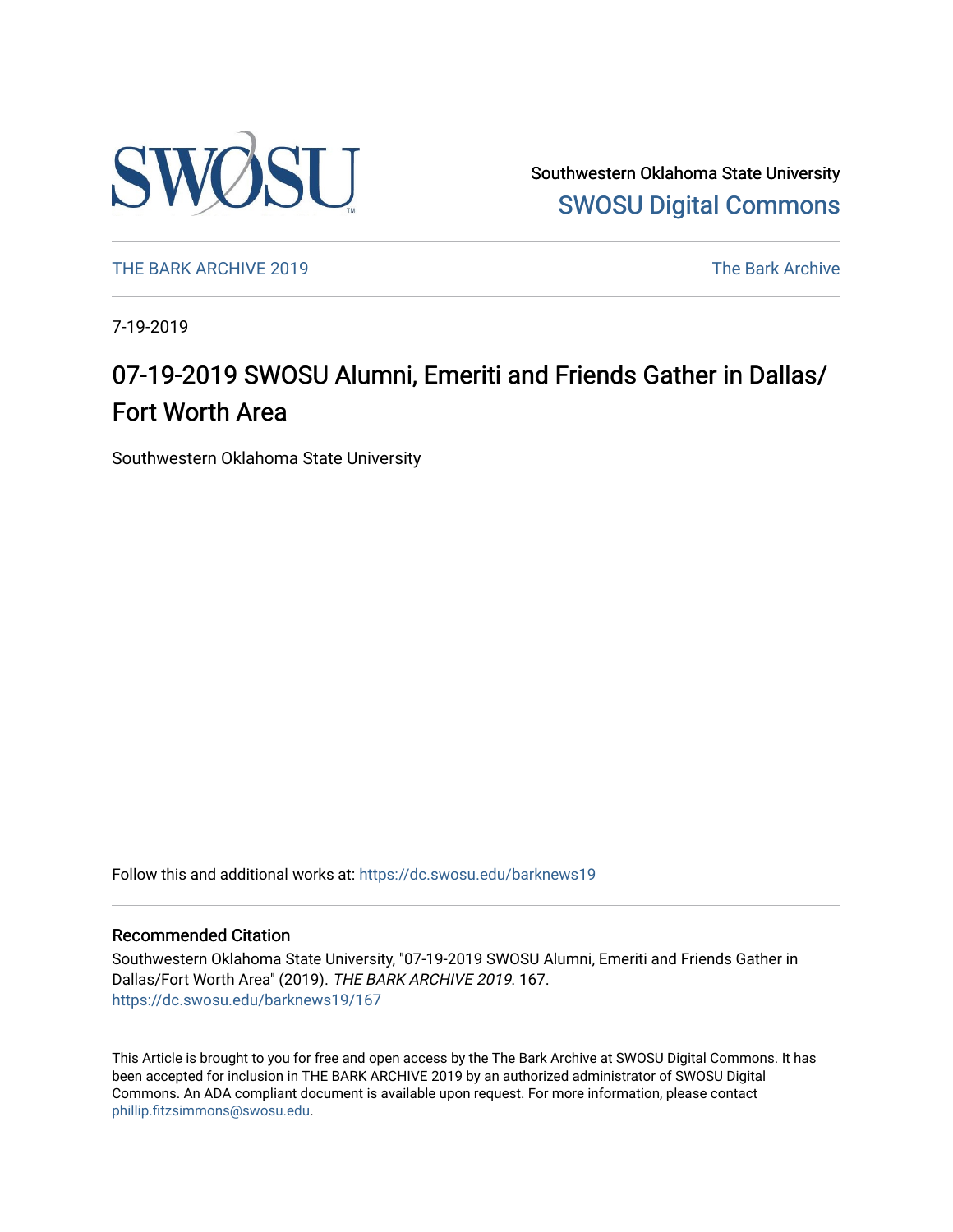Southwestern Oklahoma State University

SWOSU Digital Commons

THE BARK ARCHIVE 2019

The Bark Archive

7-19-2019

# 07-19-2019 SWOSU Alumni, Emeriti and Friends Gather in Dallas/Fort Worth Area

Southwestern Oklahoma State University

Follow this and additional works at: https://dc.swosu.edu/barknews19

## Recommended Citation

Southwestern Oklahoma State University, "07-19-2019 SWOSU Alumni, Emeriti and Friends Gather in Dallas/Fort Worth Area" (2019). *THE BARK ARCHIVE 2019*. 167.
https://dc.swosu.edu/barknews19/167

This Article is brought to you for free and open access by the The Bark Archive at SWOSU Digital Commons. It has been accepted for inclusion in THE BARK ARCHIVE 2019 by an authorized administrator of SWOSU Digital Commons. An ADA compliant document is available upon request. For more information, please contact phillip.fitzsimmons@swosu.edu.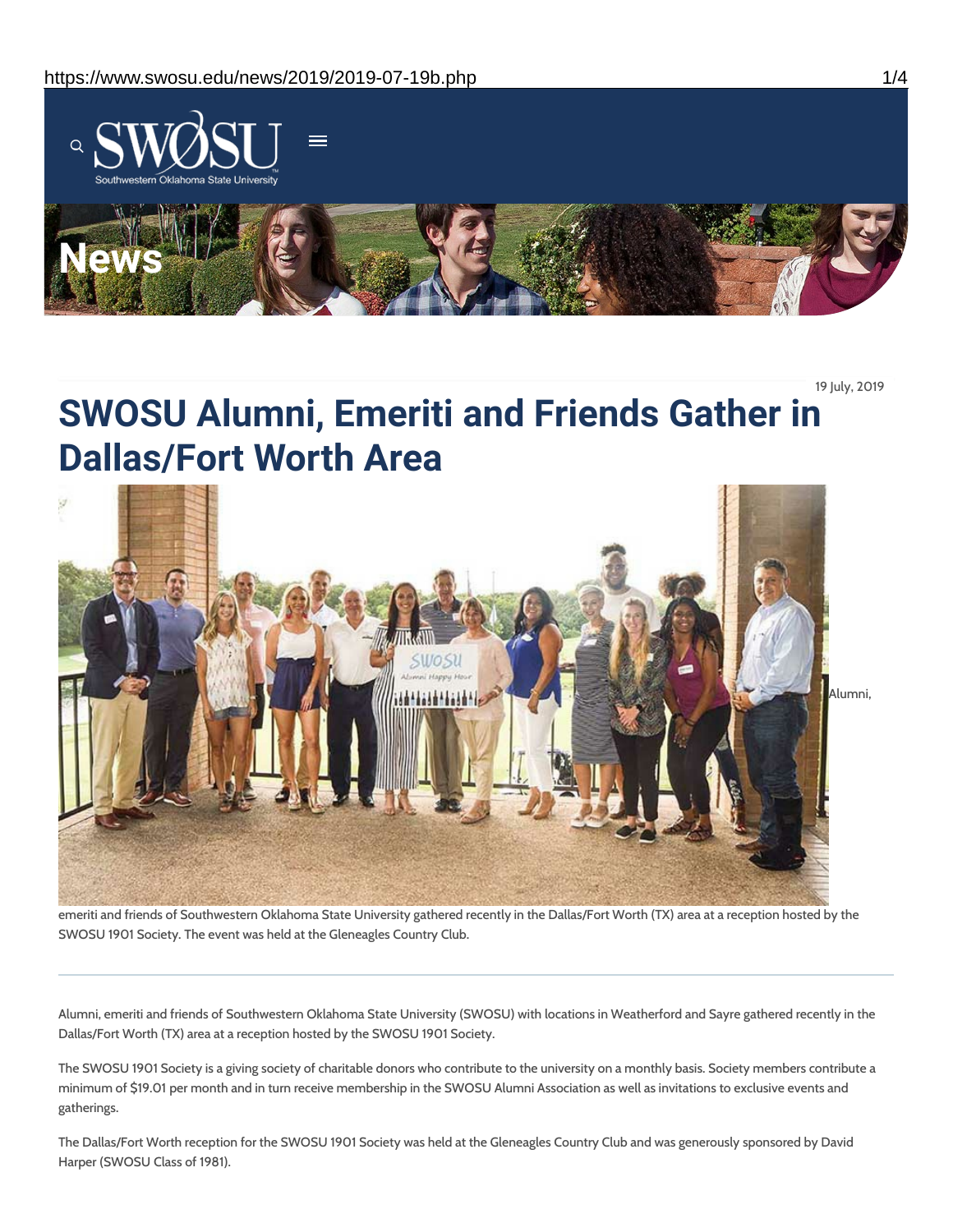19 July, 2019

# SWOSU Alumni, Emeriti and Friends Gather in Dallas/Fort Worth Area

Alumni, emeriti and friends of Southwestern Oklahoma State University gathered recently in the Dallas/Fort Worth (TX) area at a reception hosted by the SWOSU 1901 Society. The event was held at the Gleneagles Country Club.

---

Alumni, emeriti and friends of Southwestern Oklahoma State University (SWOSU) with locations in Weatherford and Sayre gathered recently in the Dallas/Fort Worth (TX) area at a reception hosted by the SWOSU 1901 Society.

The SWOSU 1901 Society is a giving society of charitable donors who contribute to the university on a monthly basis. Society members contribute a minimum of $19.01 per month and in turn receive membership in the SWOSU Alumni Association as well as invitations to exclusive events and gatherings.

The Dallas/Fort Worth reception for the SWOSU 1901 Society was held at the Gleneagles Country Club and was generously sponsored by David Harper (SWOSU Class of 1981).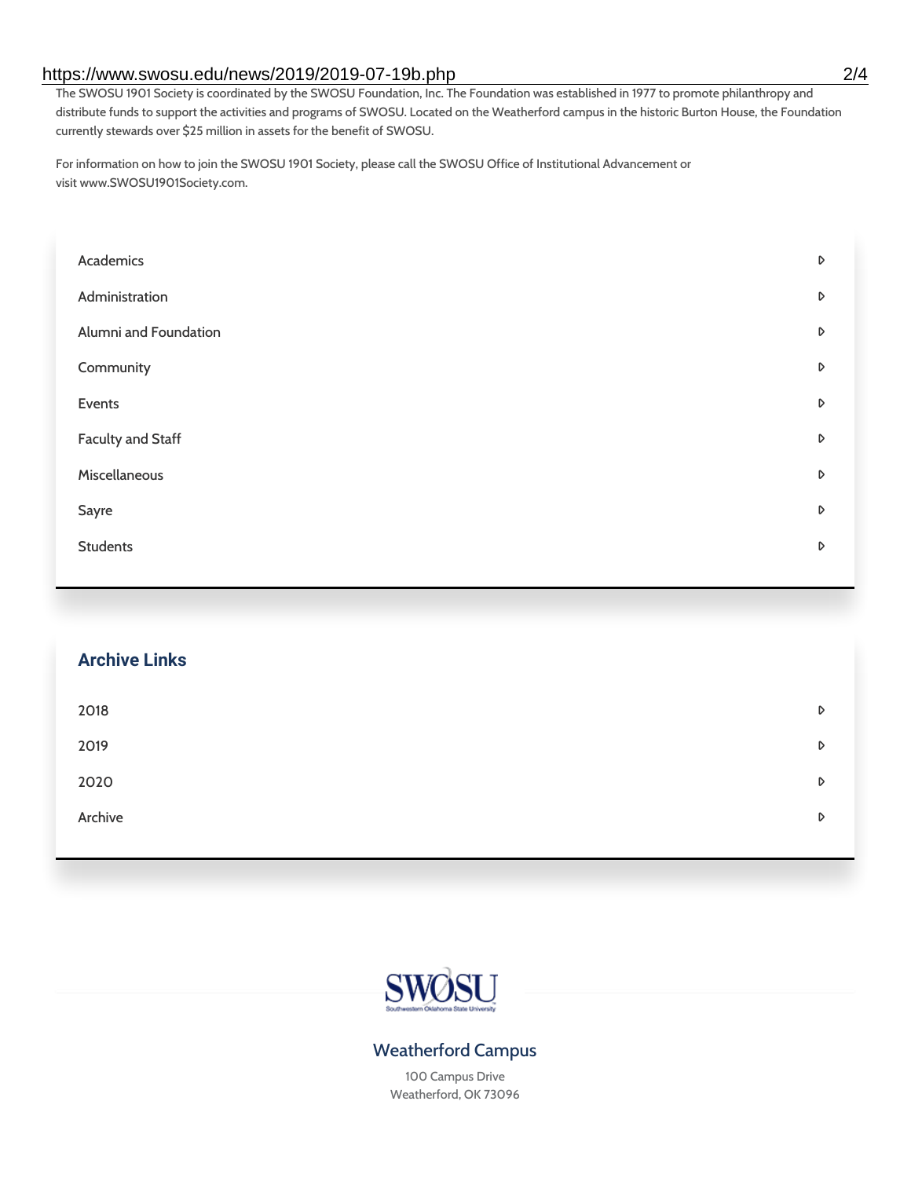The SWOSU 1901 Society is coordinated by the SWOSU Foundation, Inc. The Foundation was established in 1977 to promote philanthropy and distribute funds to support the activities and programs of SWOSU. Located on the Weatherford campus in the historic Burton House, the Foundation currently stewards over $25 million in assets for the benefit of SWOSU.

For information on how to join the SWOSU 1901 Society, please call the SWOSU Office of Institutional Advancement or visit www.SWOSU1901Society.com.

- Academics
- Administration
- Alumni and Foundation
- Community
- Events
- Faculty and Staff
- Miscellaneous
- Sayre
- Students

## Archive Links

- 2018
- 2019
- 2020
- Archive

SWOSU
Southwestern Oklahoma State University

### Weatherford Campus

100 Campus Drive
Weatherford, OK 73096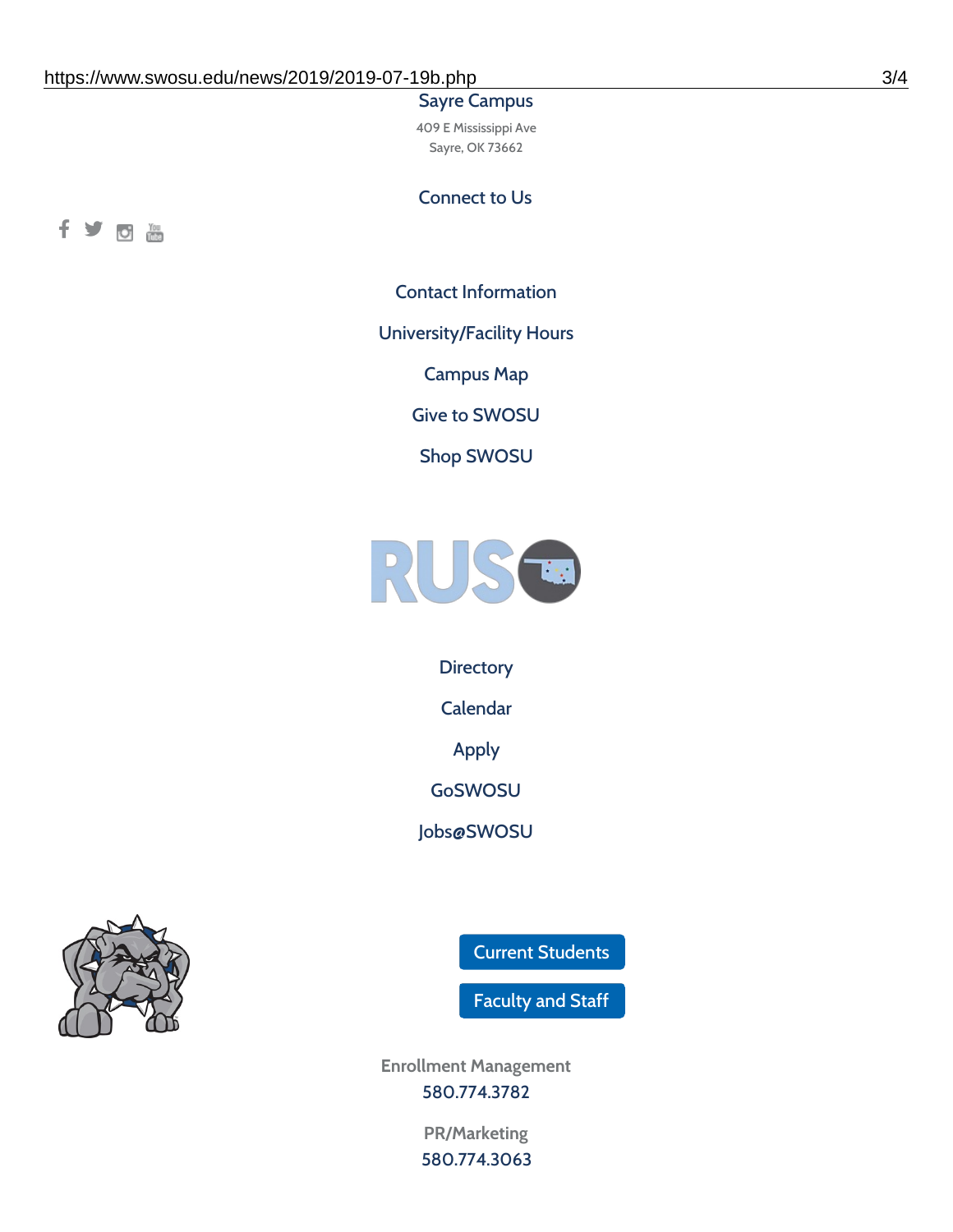Sayre Campus

409 E Mississippi Ave
Sayre, OK 73662

Connect to Us

Contact Information

University/Facility Hours

Campus Map

Give to SWOSU

Shop SWOSU

Directory

Calendar

Apply

GoSWOSU

Jobs@SWOSU

Current Students

Faculty and Staff

Enrollment Management
580.774.3782

PR/Marketing
580.774.3063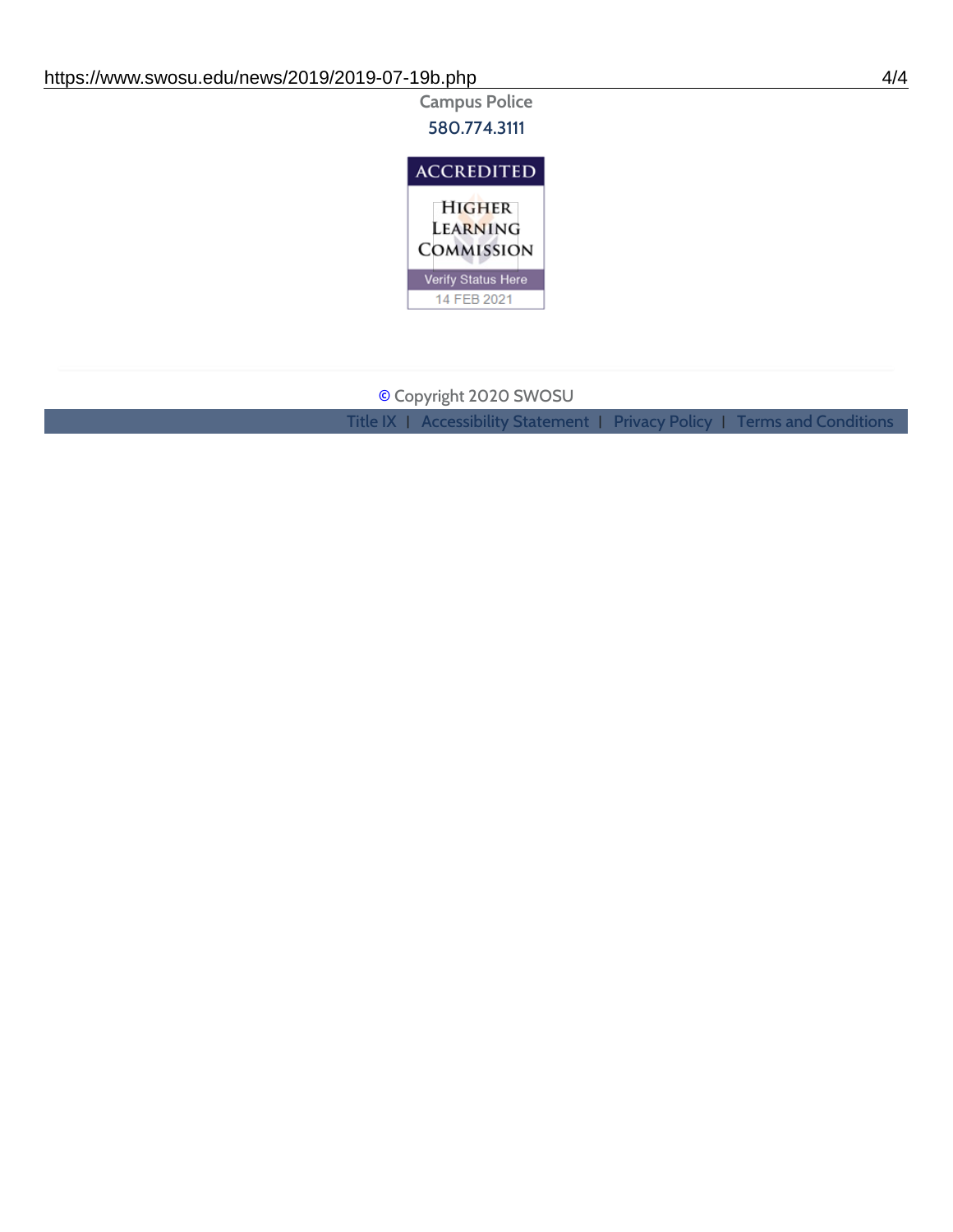Campus Police

580.774.3111

ACCREDITED

HIGHER LEARNING COMMISSION

Verify Status Here

14 FEB 2021

© Copyright 2020 SWOSU

Title IX | Accessibility Statement | Privacy Policy | Terms and Conditions